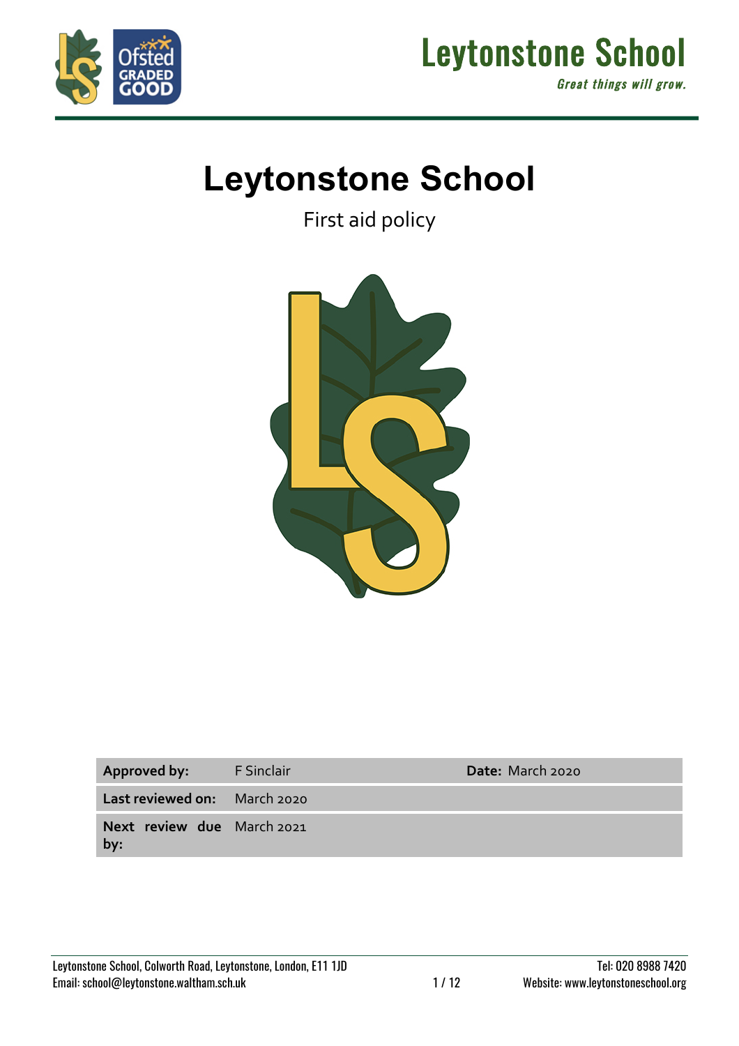# Leytonstone School

First aid policy

| | | |
|---|---|---|
| **Approved by:** | F Sinclair | **Date:** March 2020 |
| **Last reviewed on:** | March 2020 | |
| **Next review due by:** | March 2021 | |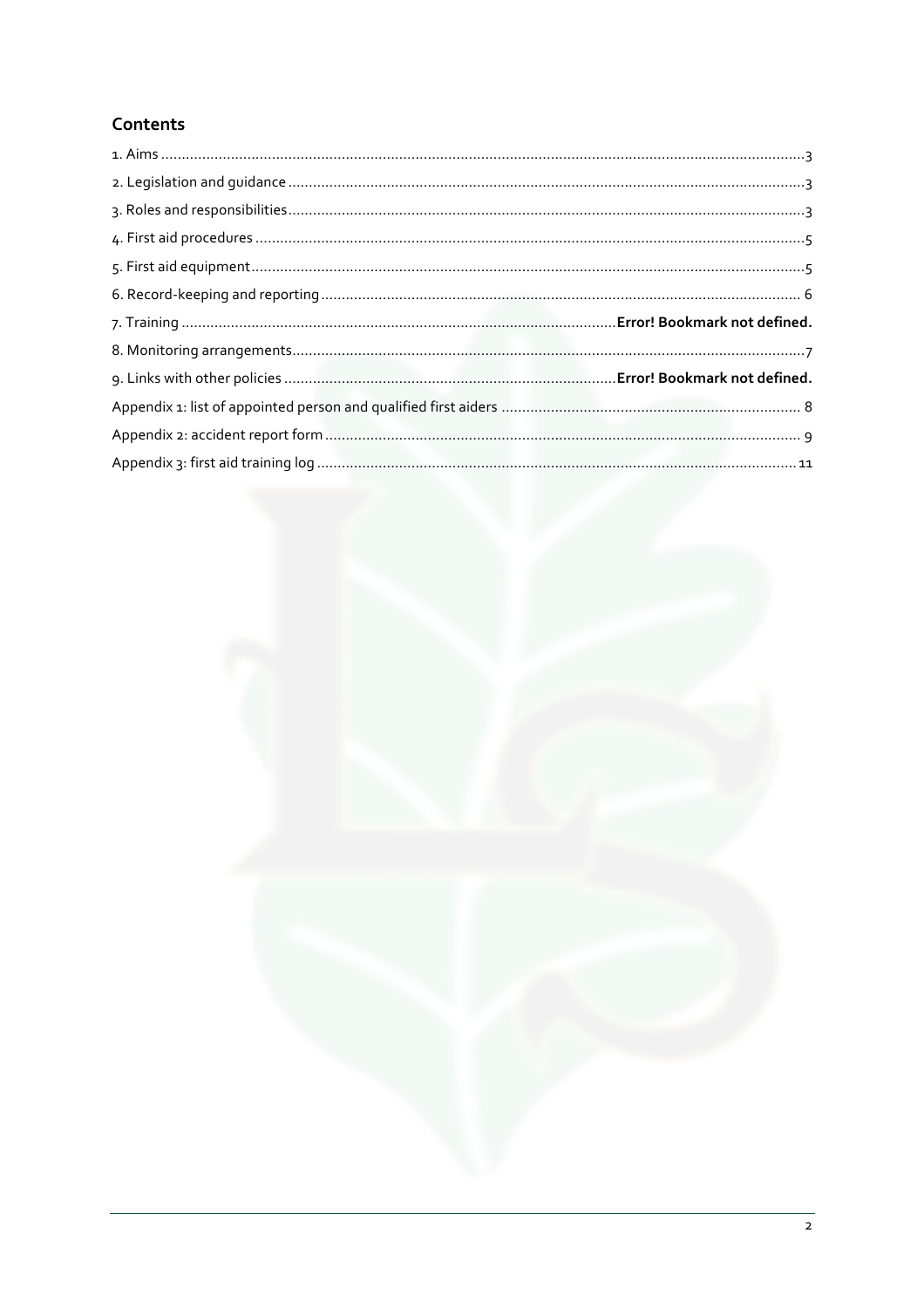## Contents

1. Aims ............................................................ 3
2. Legislation and guidance ............................................................ 3
3. Roles and responsibilities ............................................................ 3
4. First aid procedures ............................................................ 5
5. First aid equipment ............................................................ 5
6. Record-keeping and reporting ............................................................ 6
7. Training ............................................................ **Error! Bookmark not defined.**
8. Monitoring arrangements ............................................................ 7
9. Links with other policies ............................................................ **Error! Bookmark not defined.**

Appendix 1: list of appointed person and qualified first aiders ............................................................ 8

Appendix 2: accident report form ............................................................ 9

Appendix 3: first aid training log ............................................................ 11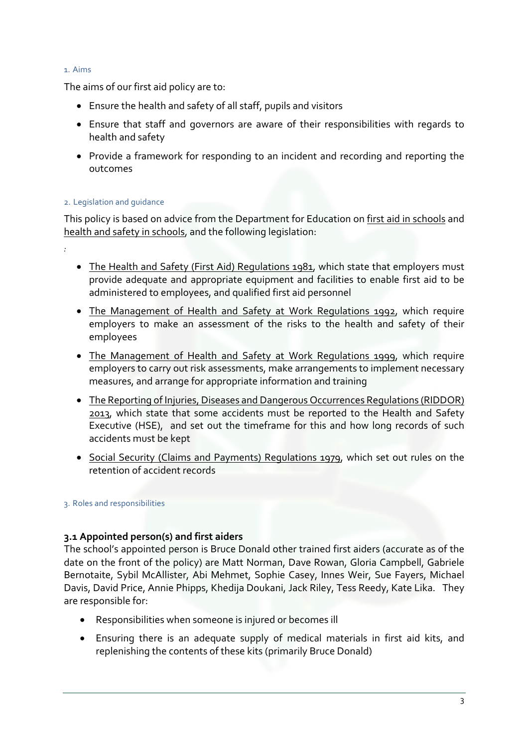## 1. Aims

The aims of our first aid policy are to:

- Ensure the health and safety of all staff, pupils and visitors
- Ensure that staff and governors are aware of their responsibilities with regards to health and safety
- Provide a framework for responding to an incident and recording and reporting the outcomes

## 2. Legislation and guidance

This policy is based on advice from the Department for Education on first aid in schools and health and safety in schools, and the following legislation:

:

- The Health and Safety (First Aid) Regulations 1981, which state that employers must provide adequate and appropriate equipment and facilities to enable first aid to be administered to employees, and qualified first aid personnel
- The Management of Health and Safety at Work Regulations 1992, which require employers to make an assessment of the risks to the health and safety of their employees
- The Management of Health and Safety at Work Regulations 1999, which require employers to carry out risk assessments, make arrangements to implement necessary measures, and arrange for appropriate information and training
- The Reporting of Injuries, Diseases and Dangerous Occurrences Regulations (RIDDOR) 2013, which state that some accidents must be reported to the Health and Safety Executive (HSE), and set out the timeframe for this and how long records of such accidents must be kept
- Social Security (Claims and Payments) Regulations 1979, which set out rules on the retention of accident records

## 3. Roles and responsibilities

### 3.1 Appointed person(s) and first aiders

The school's appointed person is Bruce Donald other trained first aiders (accurate as of the date on the front of the policy) are Matt Norman, Dave Rowan, Gloria Campbell, Gabriele Bernotaite, Sybil McAllister, Abi Mehmet, Sophie Casey, Innes Weir, Sue Fayers, Michael Davis, David Price, Annie Phipps, Khedija Doukani, Jack Riley, Tess Reedy, Kate Lika. They are responsible for:

- Responsibilities when someone is injured or becomes ill
- Ensuring there is an adequate supply of medical materials in first aid kits, and replenishing the contents of these kits (primarily Bruce Donald)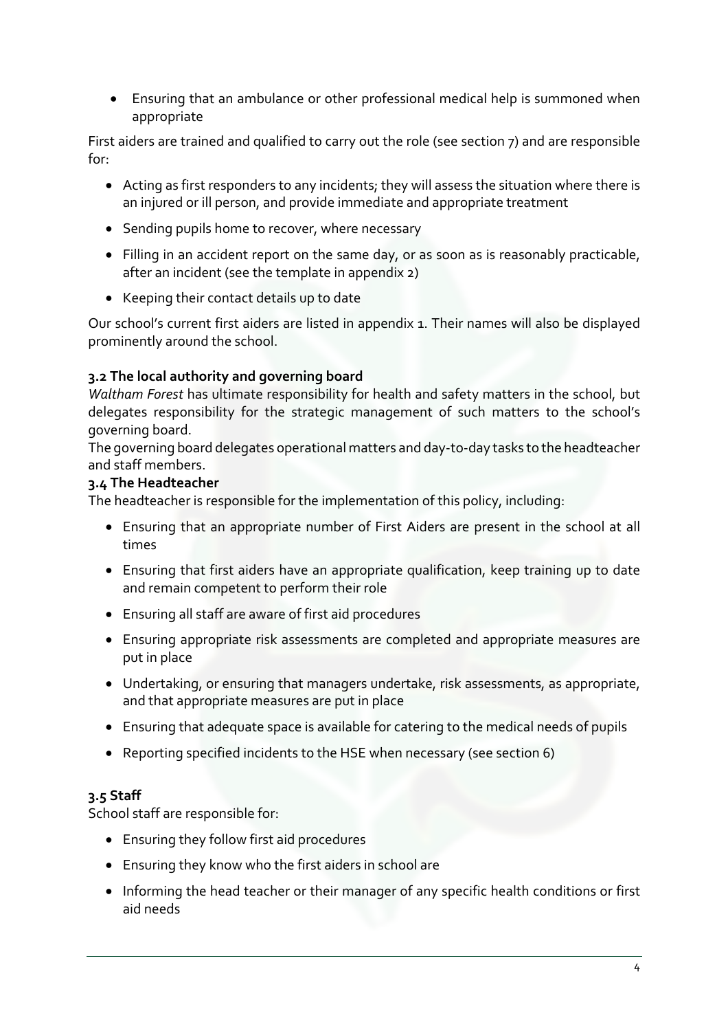- Ensuring that an ambulance or other professional medical help is summoned when appropriate

First aiders are trained and qualified to carry out the role (see section 7) and are responsible for:

- Acting as first responders to any incidents; they will assess the situation where there is an injured or ill person, and provide immediate and appropriate treatment
- Sending pupils home to recover, where necessary
- Filling in an accident report on the same day, or as soon as is reasonably practicable, after an incident (see the template in appendix 2)
- Keeping their contact details up to date

Our school's current first aiders are listed in appendix 1. Their names will also be displayed prominently around the school.

### 3.2 The local authority and governing board

*Waltham Forest* has ultimate responsibility for health and safety matters in the school, but delegates responsibility for the strategic management of such matters to the school's governing board.

The governing board delegates operational matters and day-to-day tasks to the headteacher and staff members.

### 3.4 The Headteacher

The headteacher is responsible for the implementation of this policy, including:

- Ensuring that an appropriate number of First Aiders are present in the school at all times
- Ensuring that first aiders have an appropriate qualification, keep training up to date and remain competent to perform their role
- Ensuring all staff are aware of first aid procedures
- Ensuring appropriate risk assessments are completed and appropriate measures are put in place
- Undertaking, or ensuring that managers undertake, risk assessments, as appropriate, and that appropriate measures are put in place
- Ensuring that adequate space is available for catering to the medical needs of pupils
- Reporting specified incidents to the HSE when necessary (see section 6)

### 3.5 Staff

School staff are responsible for:

- Ensuring they follow first aid procedures
- Ensuring they know who the first aiders in school are
- Informing the head teacher or their manager of any specific health conditions or first aid needs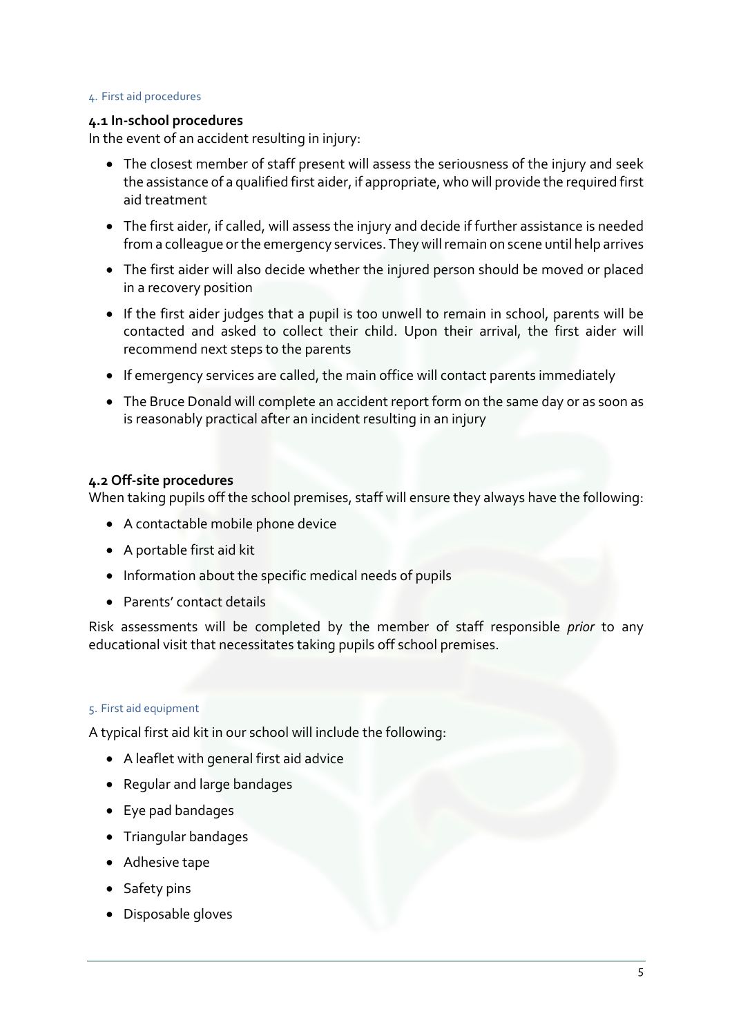## 4. First aid procedures

### 4.1 In-school procedures

In the event of an accident resulting in injury:

- The closest member of staff present will assess the seriousness of the injury and seek the assistance of a qualified first aider, if appropriate, who will provide the required first aid treatment
- The first aider, if called, will assess the injury and decide if further assistance is needed from a colleague or the emergency services. They will remain on scene until help arrives
- The first aider will also decide whether the injured person should be moved or placed in a recovery position
- If the first aider judges that a pupil is too unwell to remain in school, parents will be contacted and asked to collect their child. Upon their arrival, the first aider will recommend next steps to the parents
- If emergency services are called, the main office will contact parents immediately
- The Bruce Donald will complete an accident report form on the same day or as soon as is reasonably practical after an incident resulting in an injury

### 4.2 Off-site procedures

When taking pupils off the school premises, staff will ensure they always have the following:

- A contactable mobile phone device
- A portable first aid kit
- Information about the specific medical needs of pupils
- Parents' contact details

Risk assessments will be completed by the member of staff responsible *prior* to any educational visit that necessitates taking pupils off school premises.

## 5. First aid equipment

A typical first aid kit in our school will include the following:

- A leaflet with general first aid advice
- Regular and large bandages
- Eye pad bandages
- Triangular bandages
- Adhesive tape
- Safety pins
- Disposable gloves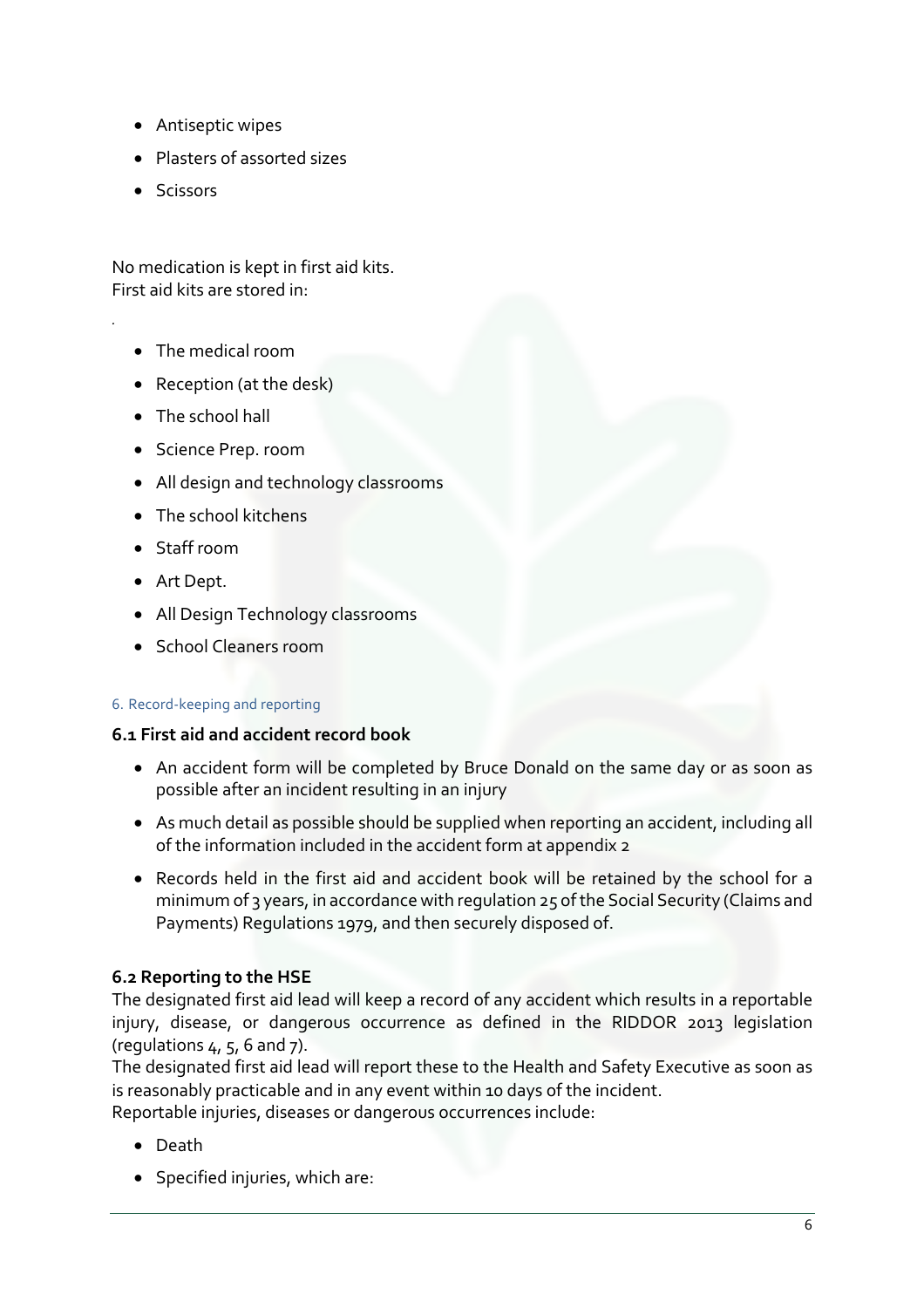- Antiseptic wipes
- Plasters of assorted sizes
- Scissors

No medication is kept in first aid kits.
First aid kits are stored in:

.

- The medical room
- Reception (at the desk)
- The school hall
- Science Prep. room
- All design and technology classrooms
- The school kitchens
- Staff room
- Art Dept.
- All Design Technology classrooms
- School Cleaners room

## 6. Record-keeping and reporting

### 6.1 First aid and accident record book

- An accident form will be completed by Bruce Donald on the same day or as soon as possible after an incident resulting in an injury
- As much detail as possible should be supplied when reporting an accident, including all of the information included in the accident form at appendix 2
- Records held in the first aid and accident book will be retained by the school for a minimum of 3 years, in accordance with regulation 25 of the Social Security (Claims and Payments) Regulations 1979, and then securely disposed of.

### 6.2 Reporting to the HSE

The designated first aid lead will keep a record of any accident which results in a reportable injury, disease, or dangerous occurrence as defined in the RIDDOR 2013 legislation (regulations 4, 5, 6 and 7).
The designated first aid lead will report these to the Health and Safety Executive as soon as is reasonably practicable and in any event within 10 days of the incident.
Reportable injuries, diseases or dangerous occurrences include:

- Death
- Specified injuries, which are: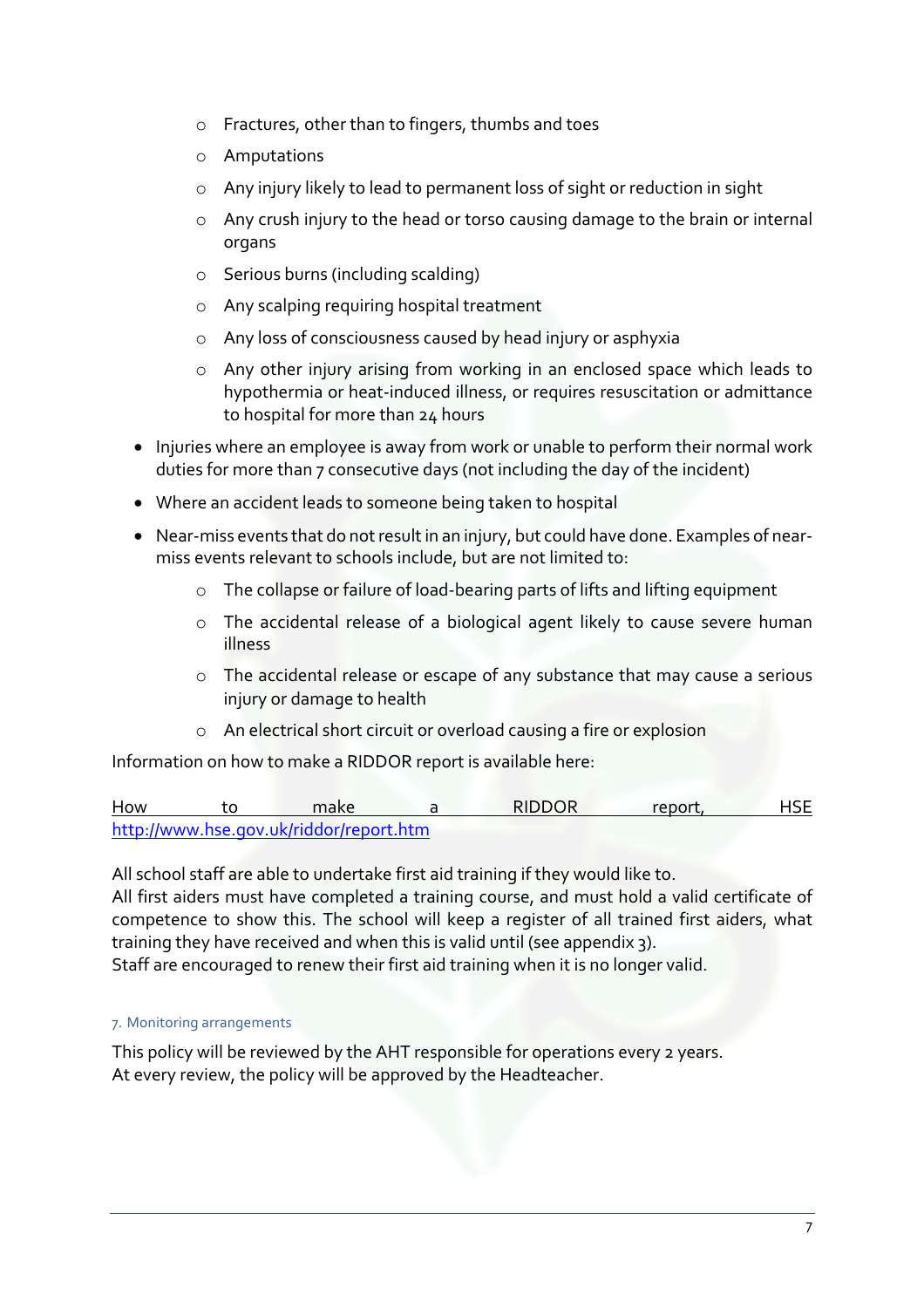- Fractures, other than to fingers, thumbs and toes
  - Amputations
  - Any injury likely to lead to permanent loss of sight or reduction in sight
  - Any crush injury to the head or torso causing damage to the brain or internal organs
  - Serious burns (including scalding)
  - Any scalping requiring hospital treatment
  - Any loss of consciousness caused by head injury or asphyxia
  - Any other injury arising from working in an enclosed space which leads to hypothermia or heat-induced illness, or requires resuscitation or admittance to hospital for more than 24 hours
- Injuries where an employee is away from work or unable to perform their normal work duties for more than 7 consecutive days (not including the day of the incident)
- Where an accident leads to someone being taken to hospital
- Near-miss events that do not result in an injury, but could have done. Examples of near-miss events relevant to schools include, but are not limited to:
  - The collapse or failure of load-bearing parts of lifts and lifting equipment
  - The accidental release of a biological agent likely to cause severe human illness
  - The accidental release or escape of any substance that may cause a serious injury or damage to health
  - An electrical short circuit or overload causing a fire or explosion

Information on how to make a RIDDOR report is available here:

How to make a RIDDOR report, HSE http://www.hse.gov.uk/riddor/report.htm

All school staff are able to undertake first aid training if they would like to.
All first aiders must have completed a training course, and must hold a valid certificate of competence to show this. The school will keep a register of all trained first aiders, what training they have received and when this is valid until (see appendix 3).
Staff are encouraged to renew their first aid training when it is no longer valid.

## 7. Monitoring arrangements

This policy will be reviewed by the AHT responsible for operations every 2 years.
At every review, the policy will be approved by the Headteacher.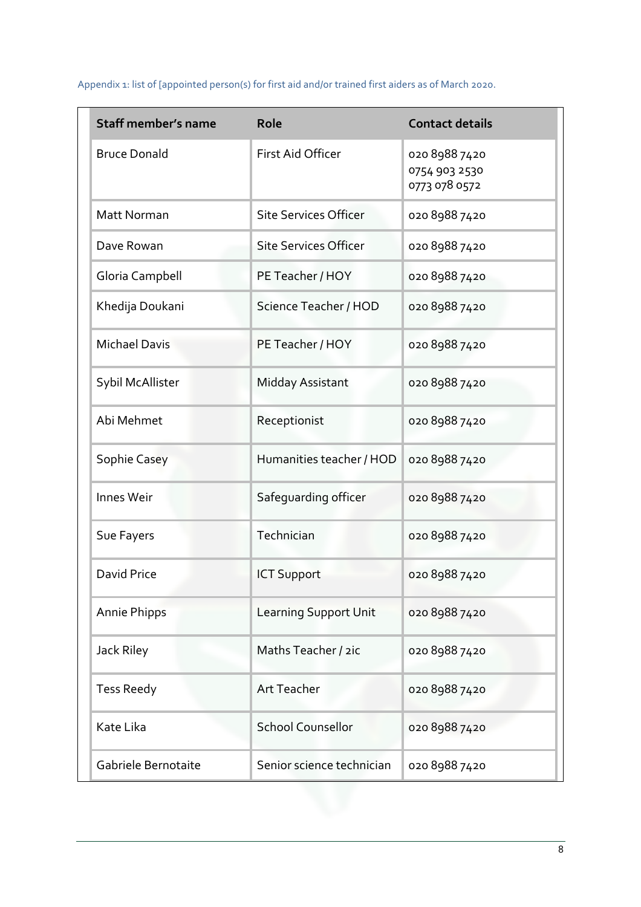Appendix 1: list of [appointed person(s) for first aid and/or trained first aiders as of March 2020.

| Staff member's name | Role | Contact details |
| --- | --- | --- |
| Bruce Donald | First Aid Officer | 020 8988 7420<br>0754 903 2530<br>0773 078 0572 |
| Matt Norman | Site Services Officer | 020 8988 7420 |
| Dave Rowan | Site Services Officer | 020 8988 7420 |
| Gloria Campbell | PE Teacher / HOY | 020 8988 7420 |
| Khedija Doukani | Science Teacher / HOD | 020 8988 7420 |
| Michael Davis | PE Teacher / HOY | 020 8988 7420 |
| Sybil McAllister | Midday Assistant | 020 8988 7420 |
| Abi Mehmet | Receptionist | 020 8988 7420 |
| Sophie Casey | Humanities teacher / HOD | 020 8988 7420 |
| Innes Weir | Safeguarding officer | 020 8988 7420 |
| Sue Fayers | Technician | 020 8988 7420 |
| David Price | ICT Support | 020 8988 7420 |
| Annie Phipps | Learning Support Unit | 020 8988 7420 |
| Jack Riley | Maths Teacher / 2ic | 020 8988 7420 |
| Tess Reedy | Art Teacher | 020 8988 7420 |
| Kate Lika | School Counsellor | 020 8988 7420 |
| Gabriele Bernotaite | Senior science technician | 020 8988 7420 |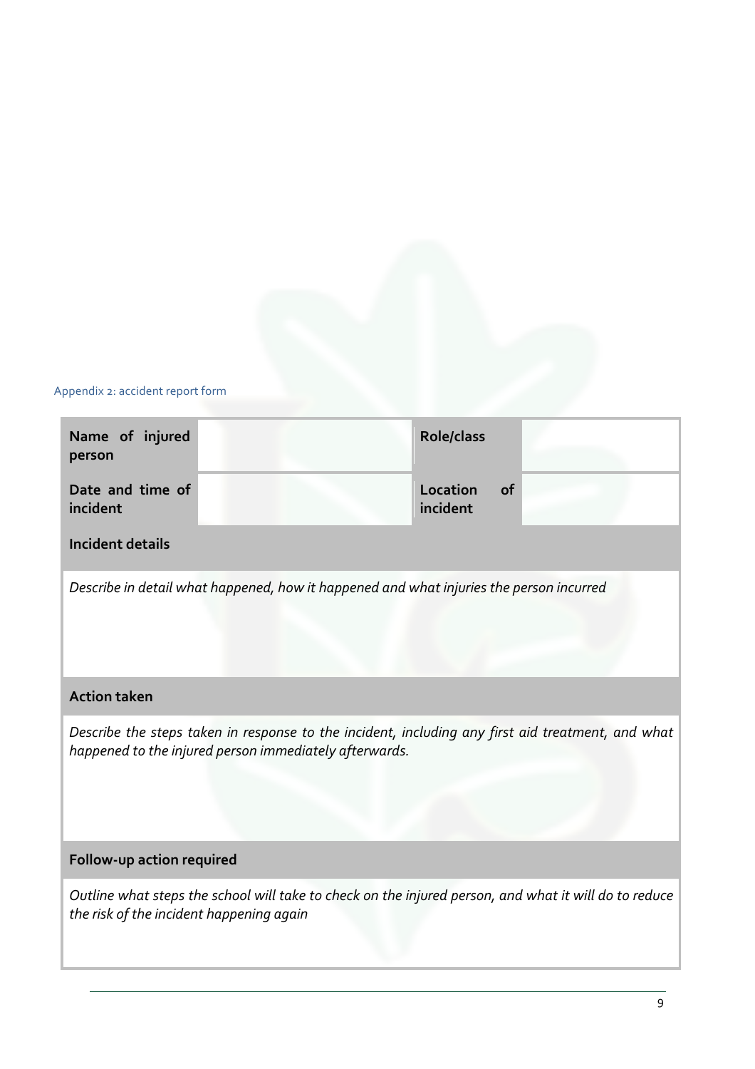Appendix 2: accident report form

| **Name of injured person** | | **Role/class** | |
|---|---|---|---|
| **Date and time of incident** | | **Location of incident** | |
| **Incident details** | | | |
| *Describe in detail what happened, how it happened and what injuries the person incurred* | | | |
| **Action taken** | | | |
| *Describe the steps taken in response to the incident, including any first aid treatment, and what happened to the injured person immediately afterwards.* | | | |
| **Follow-up action required** | | | |
| *Outline what steps the school will take to check on the injured person, and what it will do to reduce the risk of the incident happening again* | | | |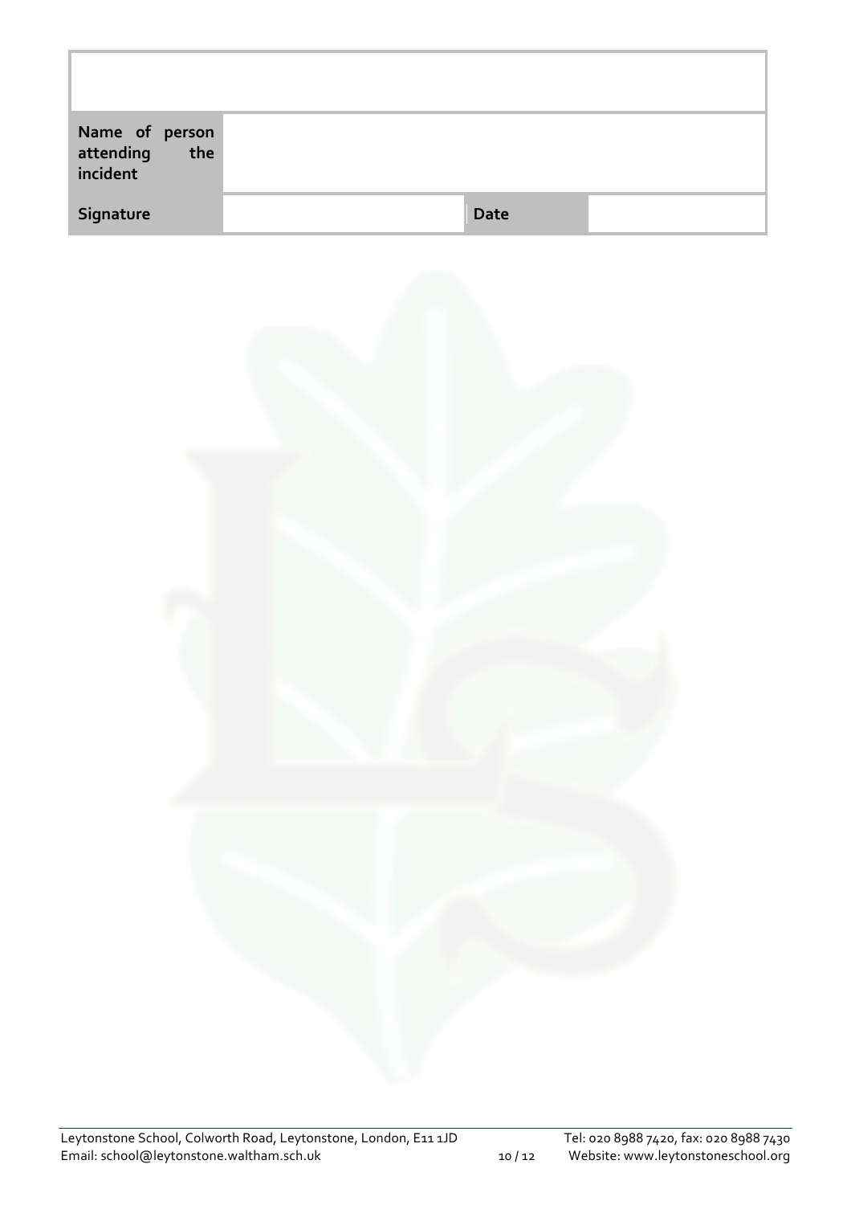| | | | |
|---|---|---|---|
| | | | |
| **Name of person attending the incident** | | | |
| **Signature** | | **Date** | |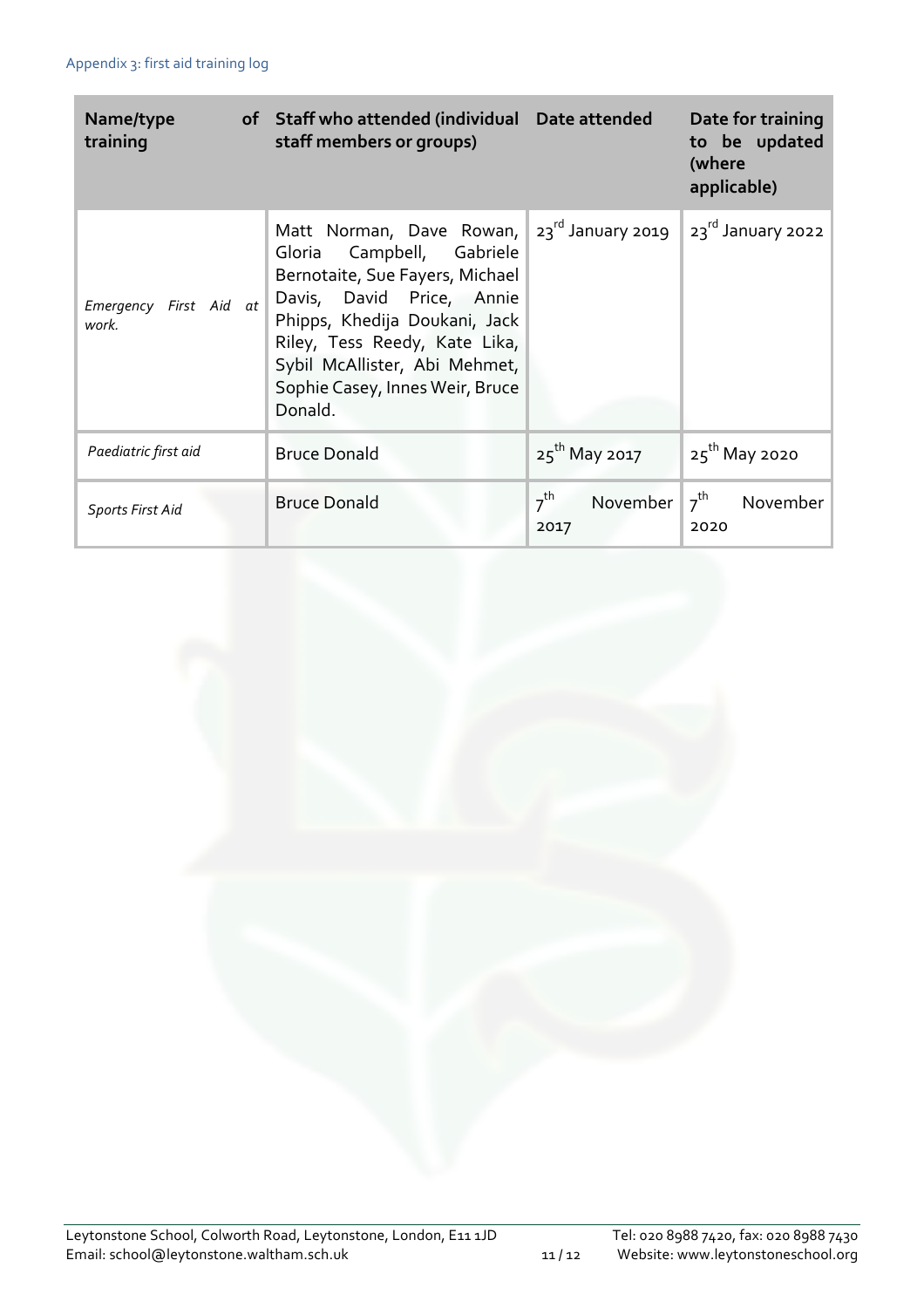### Appendix 3: first aid training log

| Name/type of training | Staff who attended (individual staff members or groups) | Date attended | Date for training to be updated (where applicable) |
|---|---|---|---|
| *Emergency First Aid at work.* | Matt Norman, Dave Rowan, Gloria Campbell, Gabriele Bernotaite, Sue Fayers, Michael Davis, David Price, Annie Phipps, Khedija Doukani, Jack Riley, Tess Reedy, Kate Lika, Sybil McAllister, Abi Mehmet, Sophie Casey, Innes Weir, Bruce Donald. | 23rd January 2019 | 23rd January 2022 |
| *Paediatric first aid* | Bruce Donald | 25th May 2017 | 25th May 2020 |
| *Sports First Aid* | Bruce Donald | 7th November 2017 | 7th November 2020 |